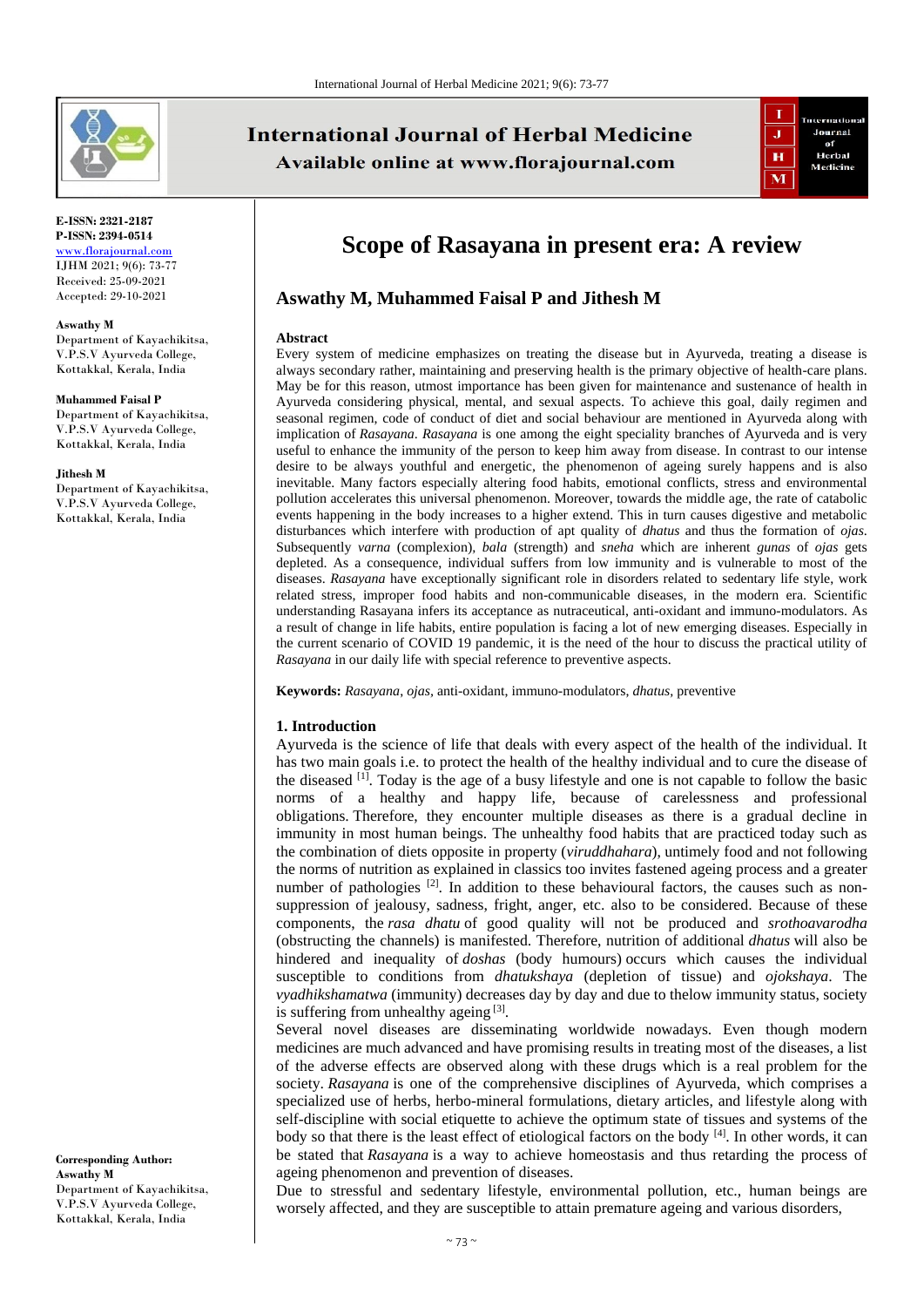E-ISSN: 2321-2187
P-ISSN: 2394-0514
www.florajournal.com
IJHM 2021; 9(6): 73-77
Received: 25-09-2021
Accepted: 29-10-2021

**Aswathy M**
Department of Kayachikitsa, V.P.S.V Ayurveda College, Kottakkal, Kerala, India

**Muhammed Faisal P**
Department of Kayachikitsa, V.P.S.V Ayurveda College, Kottakkal, Kerala, India

**Jithesh M**
Department of Kayachikitsa, V.P.S.V Ayurveda College, Kottakkal, Kerala, India

**Corresponding Author:**
**Aswathy M**
Department of Kayachikitsa, V.P.S.V Ayurveda College, Kottakkal, Kerala, India

# Scope of Rasayana in present era: A review

## Aswathy M, Muhammed Faisal P and Jithesh M

### Abstract

Every system of medicine emphasizes on treating the disease but in Ayurveda, treating a disease is always secondary rather, maintaining and preserving health is the primary objective of health-care plans. May be for this reason, utmost importance has been given for maintenance and sustenance of health in Ayurveda considering physical, mental, and sexual aspects. To achieve this goal, daily regimen and seasonal regimen, code of conduct of diet and social behaviour are mentioned in Ayurveda along with implication of *Rasayana*. *Rasayana* is one among the eight speciality branches of Ayurveda and is very useful to enhance the immunity of the person to keep him away from disease. In contrast to our intense desire to be always youthful and energetic, the phenomenon of ageing surely happens and is also inevitable. Many factors especially altering food habits, emotional conflicts, stress and environmental pollution accelerates this universal phenomenon. Moreover, towards the middle age, the rate of catabolic events happening in the body increases to a higher extent. This in turn causes digestive and metabolic disturbances which interfere with production of apt quality of *dhatus* and thus the formation of *ojas*. Subsequently *varna* (complexion), *bala* (strength) and *sneha* which are inherent *gunas* of *ojas* gets depleted. As a consequence, individual suffers from low immunity and is vulnerable to most of the diseases. *Rasayana* have exceptionally significant role in disorders related to sedentary life style, work related stress, improper food habits and non-communicable diseases, in the modern era. Scientific understanding Rasayana infers its acceptance as nutraceutical, anti-oxidant and immuno-modulators. As a result of change in life habits, entire population is facing a lot of new emerging diseases. Especially in the current scenario of COVID 19 pandemic, it is the need of the hour to discuss the practical utility of *Rasayana* in our daily life with special reference to preventive aspects.

**Keywords:** *Rasayana*, *ojas*, anti-oxidant, immuno-modulators, *dhatus*, preventive

### 1. Introduction

Ayurveda is the science of life that deals with every aspect of the health of the individual. It has two main goals i.e. to protect the health of the healthy individual and to cure the disease of the diseased [1]. Today is the age of a busy lifestyle and one is not capable to follow the basic norms of a healthy and happy life, because of carelessness and professional obligations. Therefore, they encounter multiple diseases as there is a gradual decline in immunity in most human beings. The unhealthy food habits that are practiced today such as the combination of diets opposite in property (*viruddhahara*), untimely food and not following the norms of nutrition as explained in classics too invites fastened ageing process and a greater number of pathologies [2]. In addition to these behavioural factors, the causes such as non-suppression of jealousy, sadness, fright, anger, etc. also to be considered. Because of these components, the *rasa dhatu* of good quality will not be produced and *srothoavarodha* (obstructing the channels) is manifested. Therefore, nutrition of additional *dhatus* will also be hindered and inequality of *doshas* (body humours) occurs which causes the individual susceptible to conditions from *dhatukshaya* (depletion of tissue) and *ojokshaya*. The *vyadhikshamatwa* (immunity) decreases day by day and due to thelow immunity status, society is suffering from unhealthy ageing [3].

Several novel diseases are disseminating worldwide nowadays. Even though modern medicines are much advanced and have promising results in treating most of the diseases, a list of the adverse effects are observed along with these drugs which is a real problem for the society. *Rasayana* is one of the comprehensive disciplines of Ayurveda, which comprises a specialized use of herbs, herbo-mineral formulations, dietary articles, and lifestyle along with self-discipline with social etiquette to achieve the optimum state of tissues and systems of the body so that there is the least effect of etiological factors on the body [4]. In other words, it can be stated that *Rasayana* is a way to achieve homeostasis and thus retarding the process of ageing phenomenon and prevention of diseases.

Due to stressful and sedentary lifestyle, environmental pollution, etc., human beings are worsely affected, and they are susceptible to attain premature ageing and various disorders,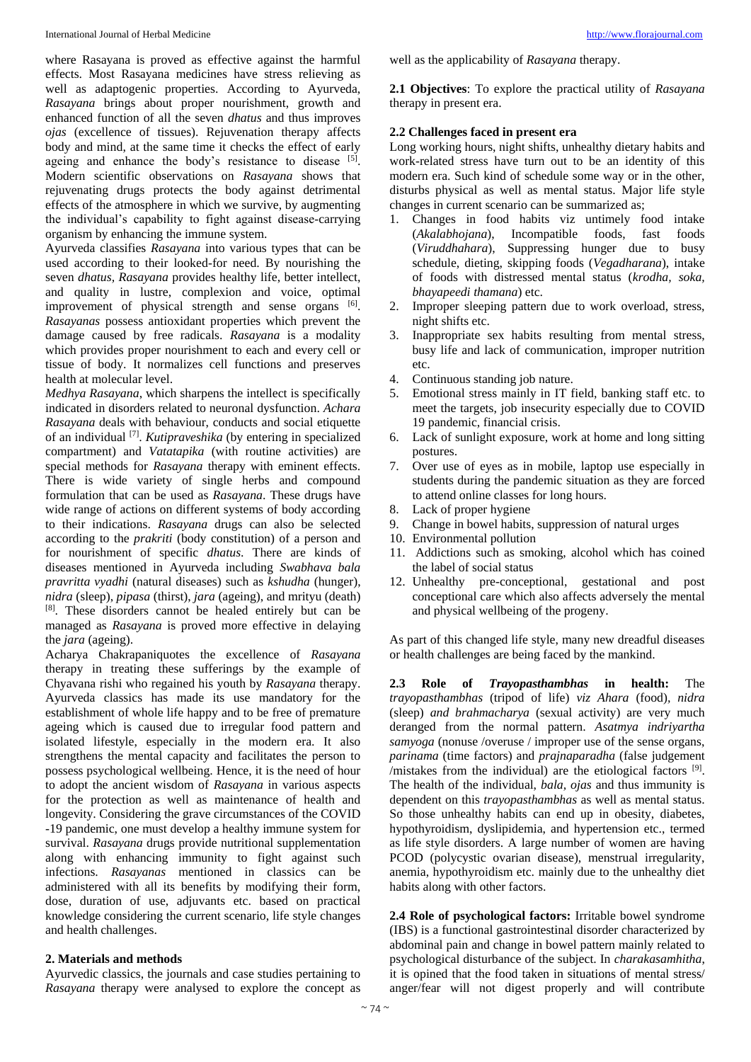where Rasayana is proved as effective against the harmful effects. Most Rasayana medicines have stress relieving as well as adaptogenic properties. According to Ayurveda, *Rasayana* brings about proper nourishment, growth and enhanced function of all the seven *dhatus* and thus improves *ojas* (excellence of tissues). Rejuvenation therapy affects body and mind, at the same time it checks the effect of early ageing and enhance the body's resistance to disease [5]. Modern scientific observations on *Rasayana* shows that rejuvenating drugs protects the body against detrimental effects of the atmosphere in which we survive, by augmenting the individual's capability to fight against disease-carrying organism by enhancing the immune system.

Ayurveda classifies *Rasayana* into various types that can be used according to their looked-for need. By nourishing the seven *dhatus, Rasayana* provides healthy life, better intellect, and quality in lustre, complexion and voice, optimal improvement of physical strength and sense organs [6]. *Rasayanas* possess antioxidant properties which prevent the damage caused by free radicals. *Rasayana* is a modality which provides proper nourishment to each and every cell or tissue of body. It normalizes cell functions and preserves health at molecular level.

*Medhya Rasayana*, which sharpens the intellect is specifically indicated in disorders related to neuronal dysfunction. *Achara Rasayana* deals with behaviour, conducts and social etiquette of an individual [7]. *Kutipraveshika* (by entering in specialized compartment) and *Vatatapika* (with routine activities) are special methods for *Rasayana* therapy with eminent effects. There is wide variety of single herbs and compound formulation that can be used as *Rasayana*. These drugs have wide range of actions on different systems of body according to their indications. *Rasayana* drugs can also be selected according to the *prakriti* (body constitution) of a person and for nourishment of specific *dhatus.* There are kinds of diseases mentioned in Ayurveda including *Swabhava bala pravritta vyadhi* (natural diseases) such as *kshudha* (hunger), *nidra* (sleep), *pipasa* (thirst), *jara* (ageing), and mrityu (death) [8]. These disorders cannot be healed entirely but can be managed as *Rasayana* is proved more effective in delaying the *jara* (ageing).

Acharya Chakrapaniquotes the excellence of *Rasayana* therapy in treating these sufferings by the example of Chyavana rishi who regained his youth by *Rasayana* therapy. Ayurveda classics has made its use mandatory for the establishment of whole life happy and to be free of premature ageing which is caused due to irregular food pattern and isolated lifestyle, especially in the modern era. It also strengthens the mental capacity and facilitates the person to possess psychological wellbeing. Hence, it is the need of hour to adopt the ancient wisdom of *Rasayana* in various aspects for the protection as well as maintenance of health and longevity. Considering the grave circumstances of the COVID -19 pandemic, one must develop a healthy immune system for survival. *Rasayana* drugs provide nutritional supplementation along with enhancing immunity to fight against such infections. *Rasayanas* mentioned in classics can be administered with all its benefits by modifying their form, dose, duration of use, adjuvants etc. based on practical knowledge considering the current scenario, life style changes and health challenges.

## 2. Materials and methods

Ayurvedic classics, the journals and case studies pertaining to *Rasayana* therapy were analysed to explore the concept as well as the applicability of *Rasayana* therapy.

**2.1 Objectives**: To explore the practical utility of *Rasayana* therapy in present era.

### 2.2 Challenges faced in present era

Long working hours, night shifts, unhealthy dietary habits and work-related stress have turn out to be an identity of this modern era. Such kind of schedule some way or in the other, disturbs physical as well as mental status. Major life style changes in current scenario can be summarized as;

1. Changes in food habits viz untimely food intake (*Akalabhojana*), Incompatible foods, fast foods (*Viruddhahara*), Suppressing hunger due to busy schedule, dieting, skipping foods (*Vegadharana*), intake of foods with distressed mental status (*krodha, soka, bhayapeedi thamana*) etc.
2. Improper sleeping pattern due to work overload, stress, night shifts etc.
3. Inappropriate sex habits resulting from mental stress, busy life and lack of communication, improper nutrition etc.
4. Continuous standing job nature.
5. Emotional stress mainly in IT field, banking staff etc. to meet the targets, job insecurity especially due to COVID 19 pandemic, financial crisis.
6. Lack of sunlight exposure, work at home and long sitting postures.
7. Over use of eyes as in mobile, laptop use especially in students during the pandemic situation as they are forced to attend online classes for long hours.
8. Lack of proper hygiene
9. Change in bowel habits, suppression of natural urges
10. Environmental pollution
11. Addictions such as smoking, alcohol which has coined the label of social status
12. Unhealthy pre-conceptional, gestational and post conceptional care which also affects adversely the mental and physical wellbeing of the progeny.

As part of this changed life style, many new dreadful diseases or health challenges are being faced by the mankind.

**2.3 Role of *Trayopasthambhas* in health:** The *trayopasthambhas* (tripod of life) *viz Ahara* (food), *nidra* (sleep) *and brahmacharya* (sexual activity) are very much deranged from the normal pattern. *Asatmya indriyartha samyoga* (nonuse /overuse / improper use of the sense organs, *parinama* (time factors) and *prajnaparadha* (false judgement /mistakes from the individual) are the etiological factors [9]. The health of the individual, *bala, ojas* and thus immunity is dependent on this *trayopasthambhas* as well as mental status. So those unhealthy habits can end up in obesity, diabetes, hypothyroidism, dyslipidemia, and hypertension etc., termed as life style disorders. A large number of women are having PCOD (polycystic ovarian disease), menstrual irregularity, anemia, hypothyroidism etc. mainly due to the unhealthy diet habits along with other factors.

**2.4 Role of psychological factors:** Irritable bowel syndrome (IBS) is a functional gastrointestinal disorder characterized by abdominal pain and change in bowel pattern mainly related to psychological disturbance of the subject. In *charakasamhitha*, it is opined that the food taken in situations of mental stress/ anger/fear will not digest properly and will contribute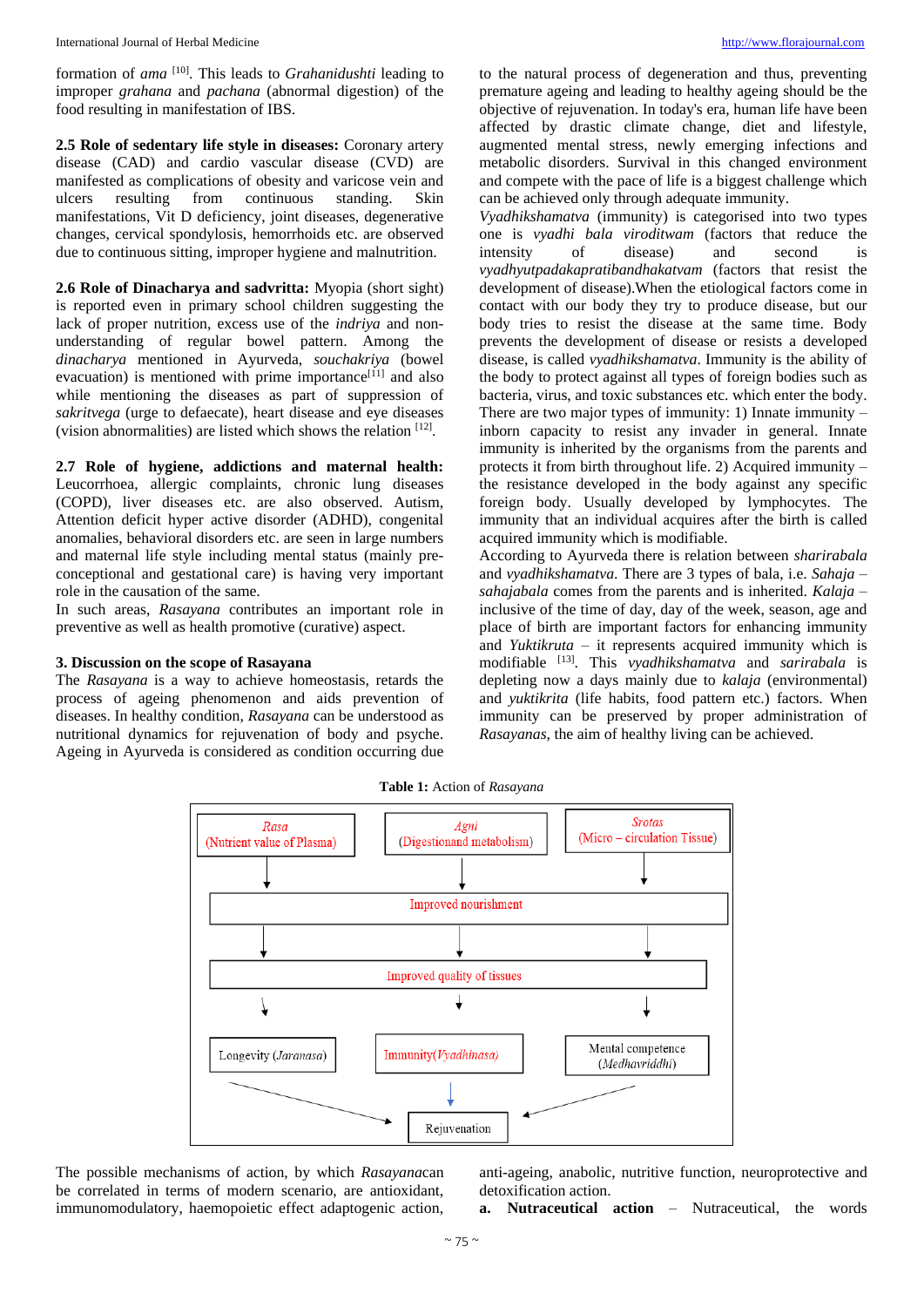formation of *ama* [10]. This leads to *Grahanidushti* leading to improper *grahana* and *pachana* (abnormal digestion) of the food resulting in manifestation of IBS.

**2.5 Role of sedentary life style in diseases:** Coronary artery disease (CAD) and cardio vascular disease (CVD) are manifested as complications of obesity and varicose vein and ulcers resulting from continuous standing. Skin manifestations, Vit D deficiency, joint diseases, degenerative changes, cervical spondylosis, hemorrhoids etc. are observed due to continuous sitting, improper hygiene and malnutrition.

**2.6 Role of Dinacharya and sadvritta:** Myopia (short sight) is reported even in primary school children suggesting the lack of proper nutrition, excess use of the *indriya* and non-understanding of regular bowel pattern. Among the *dinacharya* mentioned in Ayurveda, *souchakriya* (bowel evacuation) is mentioned with prime importance[11] and also while mentioning the diseases as part of suppression of *sakritvega* (urge to defaecate), heart disease and eye diseases (vision abnormalities) are listed which shows the relation [12].

**2.7 Role of hygiene, addictions and maternal health:** Leucorrhoea, allergic complaints, chronic lung diseases (COPD), liver diseases etc. are also observed. Autism, Attention deficit hyper active disorder (ADHD), congenital anomalies, behavioral disorders etc. are seen in large numbers and maternal life style including mental status (mainly pre-conceptional and gestational care) is having very important role in the causation of the same.

In such areas, *Rasayana* contributes an important role in preventive as well as health promotive (curative) aspect.

## 3. Discussion on the scope of Rasayana

The *Rasayana* is a way to achieve homeostasis, retards the process of ageing phenomenon and aids prevention of diseases. In healthy condition, *Rasayana* can be understood as nutritional dynamics for rejuvenation of body and psyche. Ageing in Ayurveda is considered as condition occurring due to the natural process of degeneration and thus, preventing premature ageing and leading to healthy ageing should be the objective of rejuvenation. In today's era, human life have been affected by drastic climate change, diet and lifestyle, augmented mental stress, newly emerging infections and metabolic disorders. Survival in this changed environment and compete with the pace of life is a biggest challenge which can be achieved only through adequate immunity.

*Vyadhikshamatva* (immunity) is categorised into two types one is *vyadhi bala viroditwam* (factors that reduce the intensity of disease) and second is *vyadhyutpadakapratibandhakatvam* (factors that resist the development of disease).When the etiological factors come in contact with our body they try to produce disease, but our body tries to resist the disease at the same time. Body prevents the development of disease or resists a developed disease, is called *vyadhikshamatva*. Immunity is the ability of the body to protect against all types of foreign bodies such as bacteria, virus, and toxic substances etc. which enter the body. There are two major types of immunity: 1) Innate immunity – inborn capacity to resist any invader in general. Innate immunity is inherited by the organisms from the parents and protects it from birth throughout life. 2) Acquired immunity – the resistance developed in the body against any specific foreign body. Usually developed by lymphocytes. The immunity that an individual acquires after the birth is called acquired immunity which is modifiable.

According to Ayurveda there is relation between *sharirabala* and *vyadhikshamatva.* There are 3 types of bala, i.e. *Sahaja – sahajabala* comes from the parents and is inherited. *Kalaja* – inclusive of the time of day, day of the week, season, age and place of birth are important factors for enhancing immunity and *Yuktikruta* – it represents acquired immunity which is modifiable [13]. This *vyadhikshamatva* and *sarirabala* is depleting now a days mainly due to *kalaja* (environmental) and *yuktikrita* (life habits, food pattern etc.) factors. When immunity can be preserved by proper administration of *Rasayanas*, the aim of healthy living can be achieved.

**Table 1:** Action of *Rasayana*

| *Rasa* (Nutrient value of Plasma) | *Agni* (Digestionand metabolism) | *Srotas* (Micro – circulation Tissue) |
|---|---|---|
| ↓ | ↓ | ↓ |
| Improved nourishment | | |
| ↓ | ↓ | ↓ |
| Improved quality of tissues | | |
| ↓ | ↓ | ↓ |
| Longevity (*Jaranasa*) | Immunity(*Vyadhinasa)* | Mental competence (*Medhavriddhi*) |
| ↘ | ↓ | ↙ |
| | Rejuvenation | |

The possible mechanisms of action, by which *Rasayana*can be correlated in terms of modern scenario, are antioxidant, immunomodulatory, haemopoietic effect adaptogenic action, anti-ageing, anabolic, nutritive function, neuroprotective and detoxification action.

**a. Nutraceutical action** – Nutraceutical, the words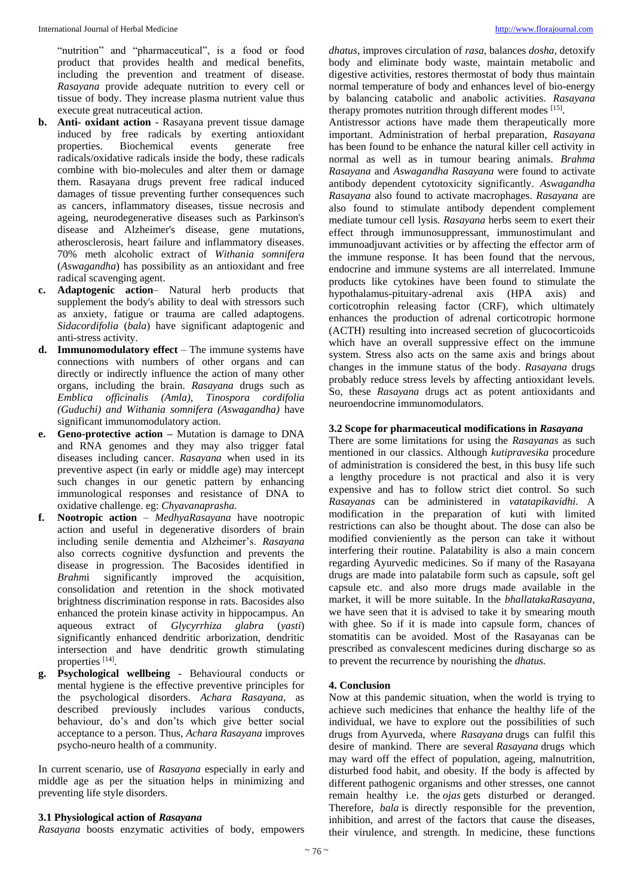"nutrition" and "pharmaceutical", is a food or food product that provides health and medical benefits, including the prevention and treatment of disease. *Rasayana* provide adequate nutrition to every cell or tissue of body. They increase plasma nutrient value thus execute great nutraceutical action.

b. **Anti- oxidant action** - Rasayana prevent tissue damage induced by free radicals by exerting antioxidant properties. Biochemical events generate free radicals/oxidative radicals inside the body, these radicals combine with bio-molecules and alter them or damage them. Rasayana drugs prevent free radical induced damages of tissue preventing further consequences such as cancers, inflammatory diseases, tissue necrosis and ageing, neurodegenerative diseases such as Parkinson's disease and Alzheimer's disease, gene mutations, atherosclerosis, heart failure and inflammatory diseases. 70% meth alcoholic extract of *Withania somnifera* (*Aswagandha*) has possibility as an antioxidant and free radical scavenging agent.
c. **Adaptogenic action**– Natural herb products that supplement the body's ability to deal with stressors such as anxiety, fatigue or trauma are called adaptogens. *Sidacordifolia* (*bala*) have significant adaptogenic and anti-stress activity.
d. **Immunomodulatory effect** – The immune systems have connections with numbers of other organs and can directly or indirectly influence the action of many other organs, including the brain. *Rasayana* drugs such as *Emblica officinalis (Amla), Tinospora cordifolia (Guduchi) and Withania somnifera (Aswagandha)* have significant immunomodulatory action.
e. **Geno-protective action** – Mutation is damage to DNA and RNA genomes and they may also trigger fatal diseases including cancer. *Rasayana* when used in its preventive aspect (in early or middle age) may intercept such changes in our genetic pattern by enhancing immunological responses and resistance of DNA to oxidative challenge. eg: *Chyavanaprasha.*
f. **Nootropic action** – *MedhyaRasayana* have nootropic action and useful in degenerative disorders of brain including senile dementia and Alzheimer's. *Rasayana* also corrects cognitive dysfunction and prevents the disease in progression. The Bacosides identified in *Brahm*i significantly improved the acquisition, consolidation and retention in the shock motivated brightness discrimination response in rats. Bacosides also enhanced the protein kinase activity in hippocampus. An aqueous extract of *Glycyrrhiza glabra* (*yasti*) significantly enhanced dendritic arborization, dendritic intersection and have dendritic growth stimulating properties [14].
g. **Psychological wellbeing** - Behavioural conducts or mental hygiene is the effective preventive principles for the psychological disorders. *Achara Rasayana*, as described previously includes various conducts, behaviour, do's and don'ts which give better social acceptance to a person. Thus, *Achara Rasayana* improves psycho-neuro health of a community.

In current scenario, use of *Rasayana* especially in early and middle age as per the situation helps in minimizing and preventing life style disorders.

### 3.1 Physiological action of *Rasayana*

*Rasayana* boosts enzymatic activities of body, empowers *dhatus*, improves circulation of *rasa*, balances *dosha*, detoxify body and eliminate body waste, maintain metabolic and digestive activities, restores thermostat of body thus maintain normal temperature of body and enhances level of bio-energy by balancing catabolic and anabolic activities. *Rasayana* therapy promotes nutrition through different modes [15].

Antistressor actions have made them therapeutically more important. Administration of herbal preparation, *Rasayana* has been found to be enhance the natural killer cell activity in normal as well as in tumour bearing animals. *Brahma Rasayana* and *Aswagandha Rasayana* were found to activate antibody dependent cytotoxicity significantly. *Aswagandha Rasayana* also found to activate macrophages. *Rasayana* are also found to stimulate antibody dependent complement mediate tumour cell lysis. *Rasayana* herbs seem to exert their effect through immunosuppressant, immunostimulant and immunoadjuvant activities or by affecting the effector arm of the immune response. It has been found that the nervous, endocrine and immune systems are all interrelated. Immune products like cytokines have been found to stimulate the hypothalamus-pituitary-adrenal axis (HPA axis) and corticotrophin releasing factor (CRF), which ultimately enhances the production of adrenal corticotropic hormone (ACTH) resulting into increased secretion of glucocorticoids which have an overall suppressive effect on the immune system. Stress also acts on the same axis and brings about changes in the immune status of the body. *Rasayana* drugs probably reduce stress levels by affecting antioxidant levels. So, these *Rasayana* drugs act as potent antioxidants and neuroendocrine immunomodulators.

### 3.2 Scope for pharmaceutical modifications in *Rasayana*

There are some limitations for using the *Rasayanas* as such mentioned in our classics. Although *kutipravesika* procedure of administration is considered the best, in this busy life such a lengthy procedure is not practical and also it is very expensive and has to follow strict diet control. So such *Rasayanas* can be administered in *vatatapikavidhi.* A modification in the preparation of kuti with limited restrictions can also be thought about. The dose can also be modified convieniently as the person can take it without interfering their routine. Palatability is also a main concern regarding Ayurvedic medicines. So if many of the Rasayana drugs are made into palatabile form such as capsule, soft gel capsule etc. and also more drugs made available in the market, it will be more suitable. In the *bhallatakaRasayana*, we have seen that it is advised to take it by smearing mouth with ghee. So if it is made into capsule form, chances of stomatitis can be avoided. Most of the Rasayanas can be prescribed as convalescent medicines during discharge so as to prevent the recurrence by nourishing the *dhatus.*

## 4. Conclusion

Now at this pandemic situation, when the world is trying to achieve such medicines that enhance the healthy life of the individual, we have to explore out the possibilities of such drugs from Ayurveda, where *Rasayana* drugs can fulfil this desire of mankind. There are several *Rasayana* drugs which may ward off the effect of population, ageing, malnutrition, disturbed food habit, and obesity. If the body is affected by different pathogenic organisms and other stresses, one cannot remain healthy i.e. the *ojas* gets disturbed or deranged. Therefore, *bala* is directly responsible for the prevention, inhibition, and arrest of the factors that cause the diseases, their virulence, and strength. In medicine, these functions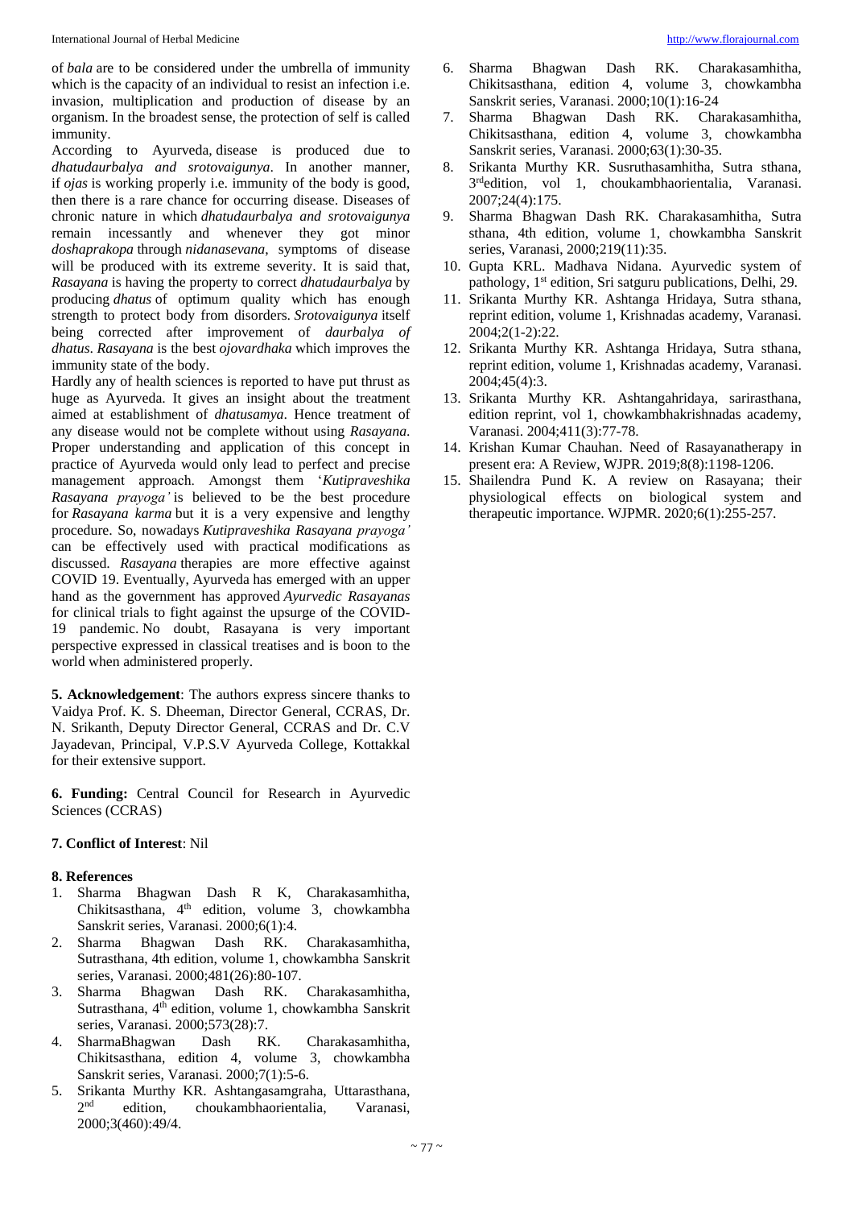of *bala* are to be considered under the umbrella of immunity which is the capacity of an individual to resist an infection i.e. invasion, multiplication and production of disease by an organism. In the broadest sense, the protection of self is called immunity.

According to Ayurveda, disease is produced due to *dhatudaurbalya and srotovaigunya*. In another manner, if *ojas* is working properly i.e. immunity of the body is good, then there is a rare chance for occurring disease. Diseases of chronic nature in which *dhatudaurbalya and srotovaigunya* remain incessantly and whenever they got minor *doshaprakopa* through *nidanasevana*, symptoms of disease will be produced with its extreme severity. It is said that, *Rasayana* is having the property to correct *dhatudaurbalya* by producing *dhatus* of optimum quality which has enough strength to protect body from disorders. *Srotovaigunya* itself being corrected after improvement of *daurbalya of dhatus*. *Rasayana* is the best *ojovardhaka* which improves the immunity state of the body.

Hardly any of health sciences is reported to have put thrust as huge as Ayurveda. It gives an insight about the treatment aimed at establishment of *dhatusamya*. Hence treatment of any disease would not be complete without using *Rasayana*. Proper understanding and application of this concept in practice of Ayurveda would only lead to perfect and precise management approach. Amongst them '*Kutipraveshika Rasayana prayoga'* is believed to be the best procedure for *Rasayana karma* but it is a very expensive and lengthy procedure. So, nowadays *Kutipraveshika Rasayana prayoga'* can be effectively used with practical modifications as discussed. *Rasayana* therapies are more effective against COVID 19. Eventually, Ayurveda has emerged with an upper hand as the government has approved *Ayurvedic Rasayanas* for clinical trials to fight against the upsurge of the COVID-19 pandemic. No doubt, Rasayana is very important perspective expressed in classical treatises and is boon to the world when administered properly.

**5. Acknowledgement**: The authors express sincere thanks to Vaidya Prof. K. S. Dheeman, Director General, CCRAS, Dr. N. Srikanth, Deputy Director General, CCRAS and Dr. C.V Jayadevan, Principal, V.P.S.V Ayurveda College, Kottakkal for their extensive support.

**6. Funding:** Central Council for Research in Ayurvedic Sciences (CCRAS)

**7. Conflict of Interest**: Nil

## 8. References

1. Sharma Bhagwan Dash R K, Charakasamhitha, Chikitsasthana, 4th edition, volume 3, chowkambha Sanskrit series, Varanasi. 2000;6(1):4.
2. Sharma Bhagwan Dash RK. Charakasamhitha, Sutrasthana, 4th edition, volume 1, chowkambha Sanskrit series, Varanasi. 2000;481(26):80-107.
3. Sharma Bhagwan Dash RK. Charakasamhitha, Sutrasthana, 4th edition, volume 1, chowkambha Sanskrit series, Varanasi. 2000;573(28):7.
4. SharmaBhagwan Dash RK. Charakasamhitha, Chikitsasthana, edition 4, volume 3, chowkambha Sanskrit series, Varanasi. 2000;7(1):5-6.
5. Srikanta Murthy KR. Ashtangasamgraha, Uttarasthana, 2nd edition, choukambhaorientalia, Varanasi, 2000;3(460):49/4.
6. Sharma Bhagwan Dash RK. Charakasamhitha, Chikitsasthana, edition 4, volume 3, chowkambha Sanskrit series, Varanasi. 2000;10(1):16-24
7. Sharma Bhagwan Dash RK. Charakasamhitha, Chikitsasthana, edition 4, volume 3, chowkambha Sanskrit series, Varanasi. 2000;63(1):30-35.
8. Srikanta Murthy KR. Susruthasamhitha, Sutra sthana, 3rdedition, vol 1, choukambhaorientalia, Varanasi. 2007;24(4):175.
9. Sharma Bhagwan Dash RK. Charakasamhitha, Sutra sthana, 4th edition, volume 1, chowkambha Sanskrit series, Varanasi, 2000;219(11):35.
10. Gupta KRL. Madhava Nidana. Ayurvedic system of pathology, 1st edition, Sri satguru publications, Delhi, 29.
11. Srikanta Murthy KR. Ashtanga Hridaya, Sutra sthana, reprint edition, volume 1, Krishnadas academy, Varanasi. 2004;2(1-2):22.
12. Srikanta Murthy KR. Ashtanga Hridaya, Sutra sthana, reprint edition, volume 1, Krishnadas academy, Varanasi. 2004;45(4):3.
13. Srikanta Murthy KR. Ashtangahridaya, sarirasthana, edition reprint, vol 1, chowkambhakrishnadas academy, Varanasi. 2004;411(3):77-78.
14. Krishan Kumar Chauhan. Need of Rasayanatherapy in present era: A Review, WJPR. 2019;8(8):1198-1206.
15. Shailendra Pund K. A review on Rasayana; their physiological effects on biological system and therapeutic importance. WJPMR. 2020;6(1):255-257.